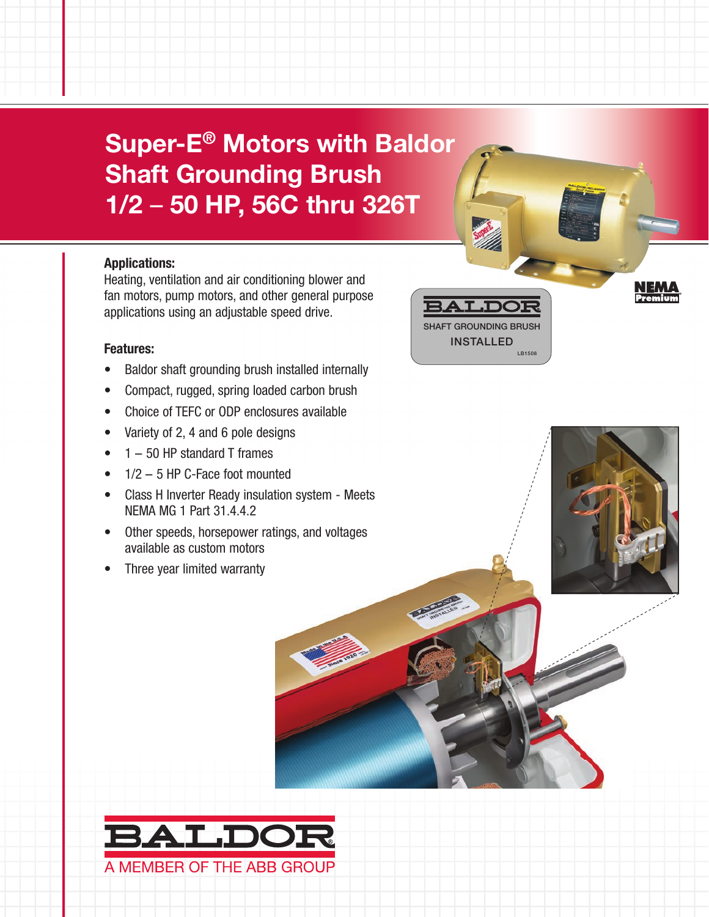# Super-E® Motors with Baldor Shaft Grounding Brush 1/2 – 50 HP, 56C thru 326T

**Applications:**

Heating, ventilation and air conditioning blower and fan motors, pump motors, and other general purpose applications using an adjustable speed drive.

**Features:**

- Baldor shaft grounding brush installed internally
- Compact, rugged, spring loaded carbon brush
- Choice of TEFC or ODP enclosures available
- Variety of 2, 4 and 6 pole designs
- 1 – 50 HP standard T frames
- 1/2 – 5 HP C-Face foot mounted
- Class H Inverter Ready insulation system - Meets NEMA MG 1 Part 31.4.4.2
- Other speeds, horsepower ratings, and voltages available as custom motors
- Three year limited warranty

BALDOR
SHAFT GROUNDING BRUSH
INSTALLED
LB1508

NEMA Premium

BALDOR
A MEMBER OF THE ABB GROUP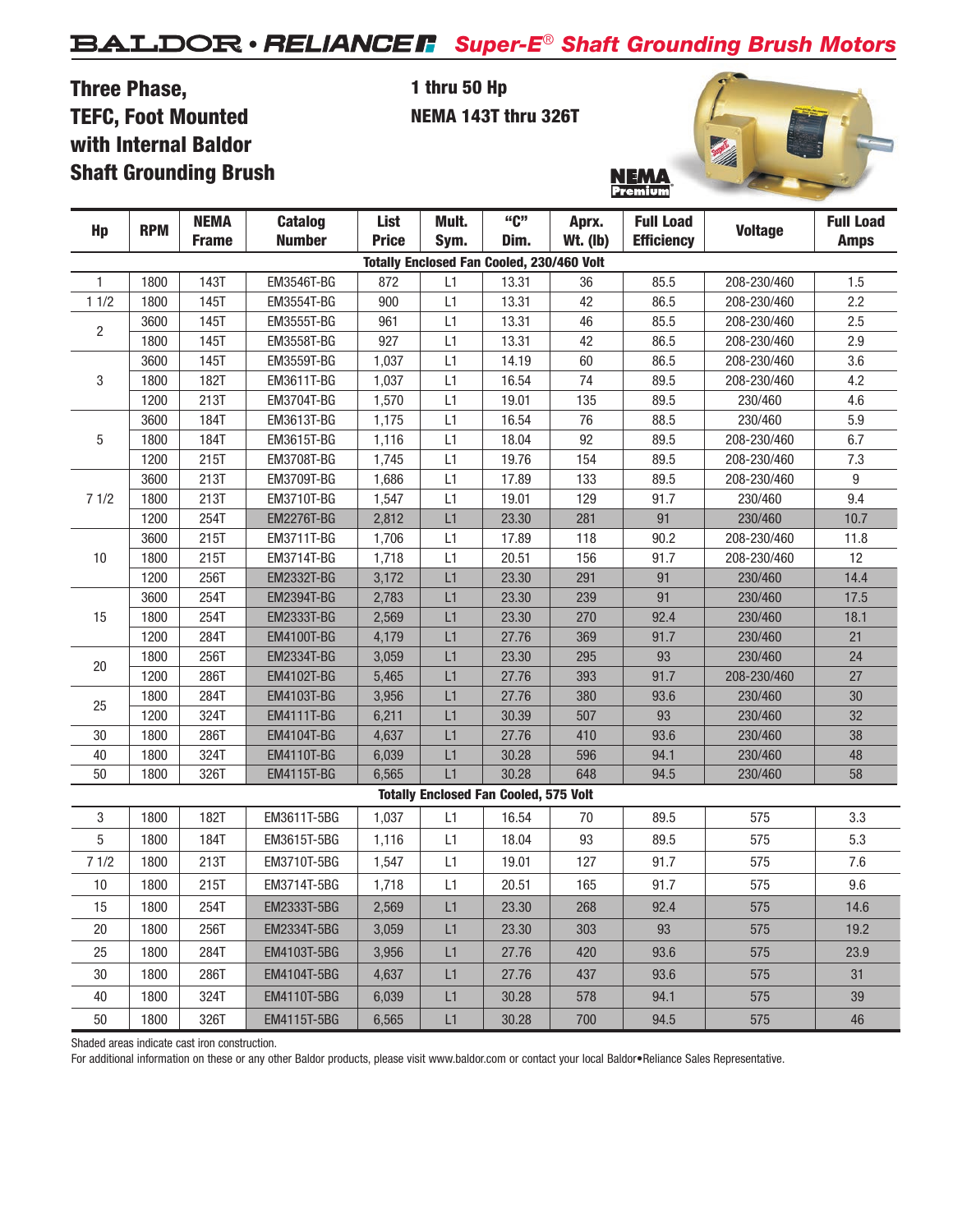# BALDOR • RELIANCE *Super-E® Shaft Grounding Brush Motors*

## Three Phase, TEFC, Foot Mounted with Internal Baldor Shaft Grounding Brush

**1 thru 50 Hp**

**NEMA 143T thru 326T**

NEMA Premium

| Hp | RPM | NEMA Frame | Catalog Number | List Price | Mult. Sym. | "C" Dim. | Aprx. Wt. (lb) | Full Load Efficiency | Voltage | Full Load Amps |
|---|---|---|---|---|---|---|---|---|---|---|
| **Totally Enclosed Fan Cooled, 230/460 Volt** | | | | | | | | | | |
| 1 | 1800 | 143T | EM3546T-BG | 872 | L1 | 13.31 | 36 | 85.5 | 208-230/460 | 1.5 |
| 1 1/2 | 1800 | 145T | EM3554T-BG | 900 | L1 | 13.31 | 42 | 86.5 | 208-230/460 | 2.2 |
| 2 | 3600 | 145T | EM3555T-BG | 961 | L1 | 13.31 | 46 | 85.5 | 208-230/460 | 2.5 |
| | 1800 | 145T | EM3558T-BG | 927 | L1 | 13.31 | 42 | 86.5 | 208-230/460 | 2.9 |
| 3 | 3600 | 145T | EM3559T-BG | 1,037 | L1 | 14.19 | 60 | 86.5 | 208-230/460 | 3.6 |
| | 1800 | 182T | EM3611T-BG | 1,037 | L1 | 16.54 | 74 | 89.5 | 208-230/460 | 4.2 |
| | 1200 | 213T | EM3704T-BG | 1,570 | L1 | 19.01 | 135 | 89.5 | 230/460 | 4.6 |
| 5 | 3600 | 184T | EM3613T-BG | 1,175 | L1 | 16.54 | 76 | 88.5 | 230/460 | 5.9 |
| | 1800 | 184T | EM3615T-BG | 1,116 | L1 | 18.04 | 92 | 89.5 | 208-230/460 | 6.7 |
| | 1200 | 215T | EM3708T-BG | 1,745 | L1 | 19.76 | 154 | 89.5 | 208-230/460 | 7.3 |
| 7 1/2 | 3600 | 213T | EM3709T-BG | 1,686 | L1 | 17.89 | 133 | 89.5 | 208-230/460 | 9 |
| | 1800 | 213T | EM3710T-BG | 1,547 | L1 | 19.01 | 129 | 91.7 | 230/460 | 9.4 |
| | 1200 | 254T | EM2276T-BG | 2,812 | L1 | 23.30 | 281 | 91 | 230/460 | 10.7 |
| 10 | 3600 | 215T | EM3711T-BG | 1,706 | L1 | 17.89 | 118 | 90.2 | 208-230/460 | 11.8 |
| | 1800 | 215T | EM3714T-BG | 1,718 | L1 | 20.51 | 156 | 91.7 | 208-230/460 | 12 |
| | 1200 | 256T | EM2332T-BG | 3,172 | L1 | 23.30 | 291 | 91 | 230/460 | 14.4 |
| 15 | 3600 | 254T | EM2394T-BG | 2,783 | L1 | 23.30 | 239 | 91 | 230/460 | 17.5 |
| | 1800 | 254T | EM2333T-BG | 2,569 | L1 | 23.30 | 270 | 92.4 | 230/460 | 18.1 |
| | 1200 | 284T | EM4100T-BG | 4,179 | L1 | 27.76 | 369 | 91.7 | 230/460 | 21 |
| 20 | 1800 | 256T | EM2334T-BG | 3,059 | L1 | 23.30 | 295 | 93 | 230/460 | 24 |
| | 1200 | 286T | EM4102T-BG | 5,465 | L1 | 27.76 | 393 | 91.7 | 208-230/460 | 27 |
| 25 | 1800 | 284T | EM4103T-BG | 3,956 | L1 | 27.76 | 380 | 93.6 | 230/460 | 30 |
| | 1200 | 324T | EM4111T-BG | 6,211 | L1 | 30.39 | 507 | 93 | 230/460 | 32 |
| 30 | 1800 | 286T | EM4104T-BG | 4,637 | L1 | 27.76 | 410 | 93.6 | 230/460 | 38 |
| 40 | 1800 | 324T | EM4110T-BG | 6,039 | L1 | 30.28 | 596 | 94.1 | 230/460 | 48 |
| 50 | 1800 | 326T | EM4115T-BG | 6,565 | L1 | 30.28 | 648 | 94.5 | 230/460 | 58 |
| **Totally Enclosed Fan Cooled, 575 Volt** | | | | | | | | | | |
| 3 | 1800 | 182T | EM3611T-5BG | 1,037 | L1 | 16.54 | 70 | 89.5 | 575 | 3.3 |
| 5 | 1800 | 184T | EM3615T-5BG | 1,116 | L1 | 18.04 | 93 | 89.5 | 575 | 5.3 |
| 7 1/2 | 1800 | 213T | EM3710T-5BG | 1,547 | L1 | 19.01 | 127 | 91.7 | 575 | 7.6 |
| 10 | 1800 | 215T | EM3714T-5BG | 1,718 | L1 | 20.51 | 165 | 91.7 | 575 | 9.6 |
| 15 | 1800 | 254T | EM2333T-5BG | 2,569 | L1 | 23.30 | 268 | 92.4 | 575 | 14.6 |
| 20 | 1800 | 256T | EM2334T-5BG | 3,059 | L1 | 23.30 | 303 | 93 | 575 | 19.2 |
| 25 | 1800 | 284T | EM4103T-5BG | 3,956 | L1 | 27.76 | 420 | 93.6 | 575 | 23.9 |
| 30 | 1800 | 286T | EM4104T-5BG | 4,637 | L1 | 27.76 | 437 | 93.6 | 575 | 31 |
| 40 | 1800 | 324T | EM4110T-5BG | 6,039 | L1 | 30.28 | 578 | 94.1 | 575 | 39 |
| 50 | 1800 | 326T | EM4115T-5BG | 6,565 | L1 | 30.28 | 700 | 94.5 | 575 | 46 |

Shaded areas indicate cast iron construction.

For additional information on these or any other Baldor products, please visit www.baldor.com or contact your local Baldor•Reliance Sales Representative.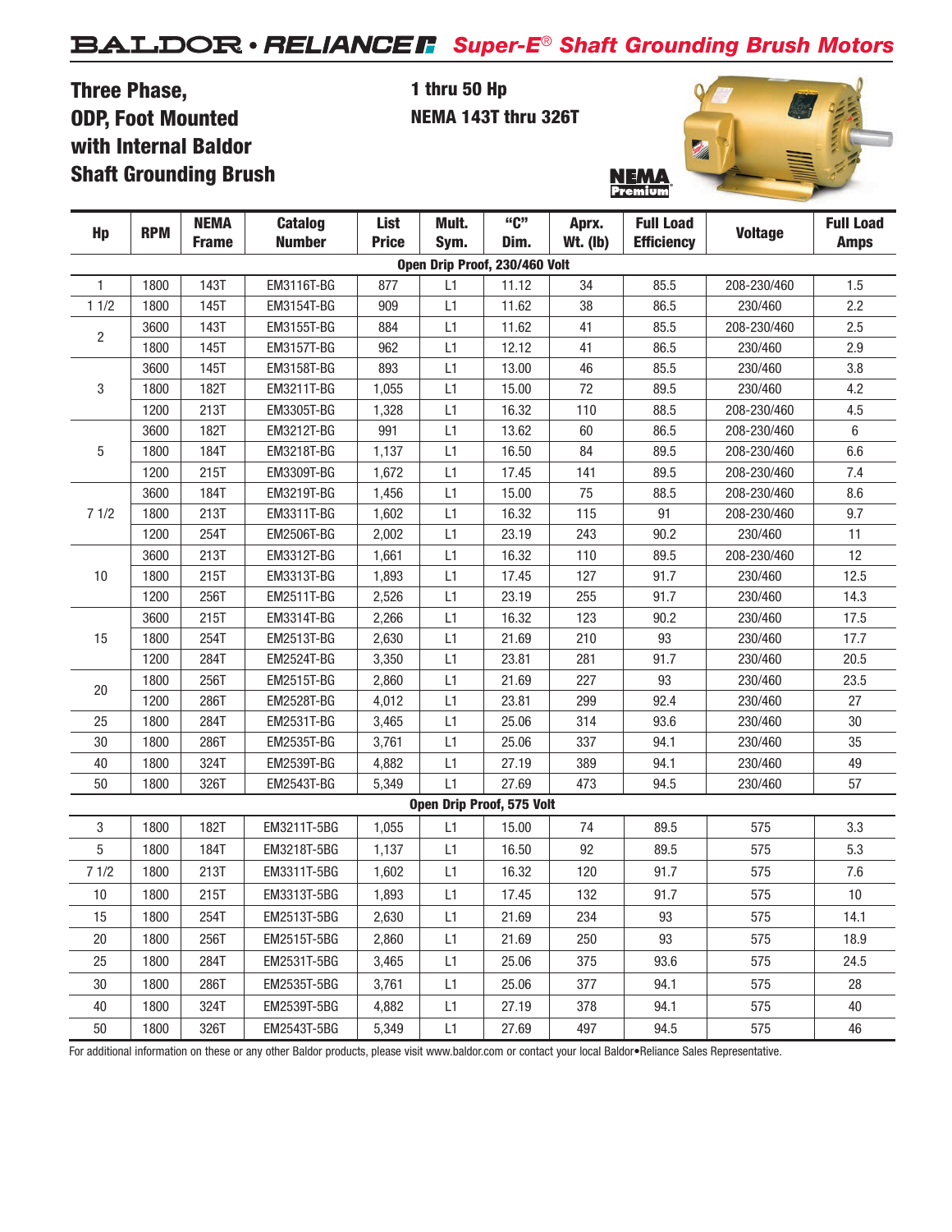# BALDOR • RELIANCE Super-E® Shaft Grounding Brush Motors

## Three Phase, ODP, Foot Mounted with Internal Baldor Shaft Grounding Brush

**1 thru 50 Hp**
**NEMA 143T thru 326T**

NEMA Premium

| Hp | RPM | NEMA Frame | Catalog Number | List Price | Mult. Sym. | "C" Dim. | Aprx. Wt. (lb) | Full Load Efficiency | Voltage | Full Load Amps |
|---|---|---|---|---|---|---|---|---|---|---|
| **Open Drip Proof, 230/460 Volt** | | | | | | | | | | |
| 1 | 1800 | 143T | EM3116T-BG | 877 | L1 | 11.12 | 34 | 85.5 | 208-230/460 | 1.5 |
| 1 1/2 | 1800 | 145T | EM3154T-BG | 909 | L1 | 11.62 | 38 | 86.5 | 230/460 | 2.2 |
| 2 | 3600 | 143T | EM3155T-BG | 884 | L1 | 11.62 | 41 | 85.5 | 208-230/460 | 2.5 |
| | 1800 | 145T | EM3157T-BG | 962 | L1 | 12.12 | 41 | 86.5 | 230/460 | 2.9 |
| 3 | 3600 | 145T | EM3158T-BG | 893 | L1 | 13.00 | 46 | 85.5 | 230/460 | 3.8 |
| | 1800 | 182T | EM3211T-BG | 1,055 | L1 | 15.00 | 72 | 89.5 | 230/460 | 4.2 |
| | 1200 | 213T | EM3305T-BG | 1,328 | L1 | 16.32 | 110 | 88.5 | 208-230/460 | 4.5 |
| 5 | 3600 | 182T | EM3212T-BG | 991 | L1 | 13.62 | 60 | 86.5 | 208-230/460 | 6 |
| | 1800 | 184T | EM3218T-BG | 1,137 | L1 | 16.50 | 84 | 89.5 | 208-230/460 | 6.6 |
| | 1200 | 215T | EM3309T-BG | 1,672 | L1 | 17.45 | 141 | 89.5 | 208-230/460 | 7.4 |
| 7 1/2 | 3600 | 184T | EM3219T-BG | 1,456 | L1 | 15.00 | 75 | 88.5 | 208-230/460 | 8.6 |
| | 1800 | 213T | EM3311T-BG | 1,602 | L1 | 16.32 | 115 | 91 | 208-230/460 | 9.7 |
| | 1200 | 254T | EM2506T-BG | 2,002 | L1 | 23.19 | 243 | 90.2 | 230/460 | 11 |
| 10 | 3600 | 213T | EM3312T-BG | 1,661 | L1 | 16.32 | 110 | 89.5 | 208-230/460 | 12 |
| | 1800 | 215T | EM3313T-BG | 1,893 | L1 | 17.45 | 127 | 91.7 | 230/460 | 12.5 |
| | 1200 | 256T | EM2511T-BG | 2,526 | L1 | 23.19 | 255 | 91.7 | 230/460 | 14.3 |
| 15 | 3600 | 215T | EM3314T-BG | 2,266 | L1 | 16.32 | 123 | 90.2 | 230/460 | 17.5 |
| | 1800 | 254T | EM2513T-BG | 2,630 | L1 | 21.69 | 210 | 93 | 230/460 | 17.7 |
| | 1200 | 284T | EM2524T-BG | 3,350 | L1 | 23.81 | 281 | 91.7 | 230/460 | 20.5 |
| 20 | 1800 | 256T | EM2515T-BG | 2,860 | L1 | 21.69 | 227 | 93 | 230/460 | 23.5 |
| | 1200 | 286T | EM2528T-BG | 4,012 | L1 | 23.81 | 299 | 92.4 | 230/460 | 27 |
| 25 | 1800 | 284T | EM2531T-BG | 3,465 | L1 | 25.06 | 314 | 93.6 | 230/460 | 30 |
| 30 | 1800 | 286T | EM2535T-BG | 3,761 | L1 | 25.06 | 337 | 94.1 | 230/460 | 35 |
| 40 | 1800 | 324T | EM2539T-BG | 4,882 | L1 | 27.19 | 389 | 94.1 | 230/460 | 49 |
| 50 | 1800 | 326T | EM2543T-BG | 5,349 | L1 | 27.69 | 473 | 94.5 | 230/460 | 57 |
| **Open Drip Proof, 575 Volt** | | | | | | | | | | |
| 3 | 1800 | 182T | EM3211T-5BG | 1,055 | L1 | 15.00 | 74 | 89.5 | 575 | 3.3 |
| 5 | 1800 | 184T | EM3218T-5BG | 1,137 | L1 | 16.50 | 92 | 89.5 | 575 | 5.3 |
| 7 1/2 | 1800 | 213T | EM3311T-5BG | 1,602 | L1 | 16.32 | 120 | 91.7 | 575 | 7.6 |
| 10 | 1800 | 215T | EM3313T-5BG | 1,893 | L1 | 17.45 | 132 | 91.7 | 575 | 10 |
| 15 | 1800 | 254T | EM2513T-5BG | 2,630 | L1 | 21.69 | 234 | 93 | 575 | 14.1 |
| 20 | 1800 | 256T | EM2515T-5BG | 2,860 | L1 | 21.69 | 250 | 93 | 575 | 18.9 |
| 25 | 1800 | 284T | EM2531T-5BG | 3,465 | L1 | 25.06 | 375 | 93.6 | 575 | 24.5 |
| 30 | 1800 | 286T | EM2535T-5BG | 3,761 | L1 | 25.06 | 377 | 94.1 | 575 | 28 |
| 40 | 1800 | 324T | EM2539T-5BG | 4,882 | L1 | 27.19 | 378 | 94.1 | 575 | 40 |
| 50 | 1800 | 326T | EM2543T-5BG | 5,349 | L1 | 27.69 | 497 | 94.5 | 575 | 46 |

For additional information on these or any other Baldor products, please visit www.baldor.com or contact your local Baldor•Reliance Sales Representative.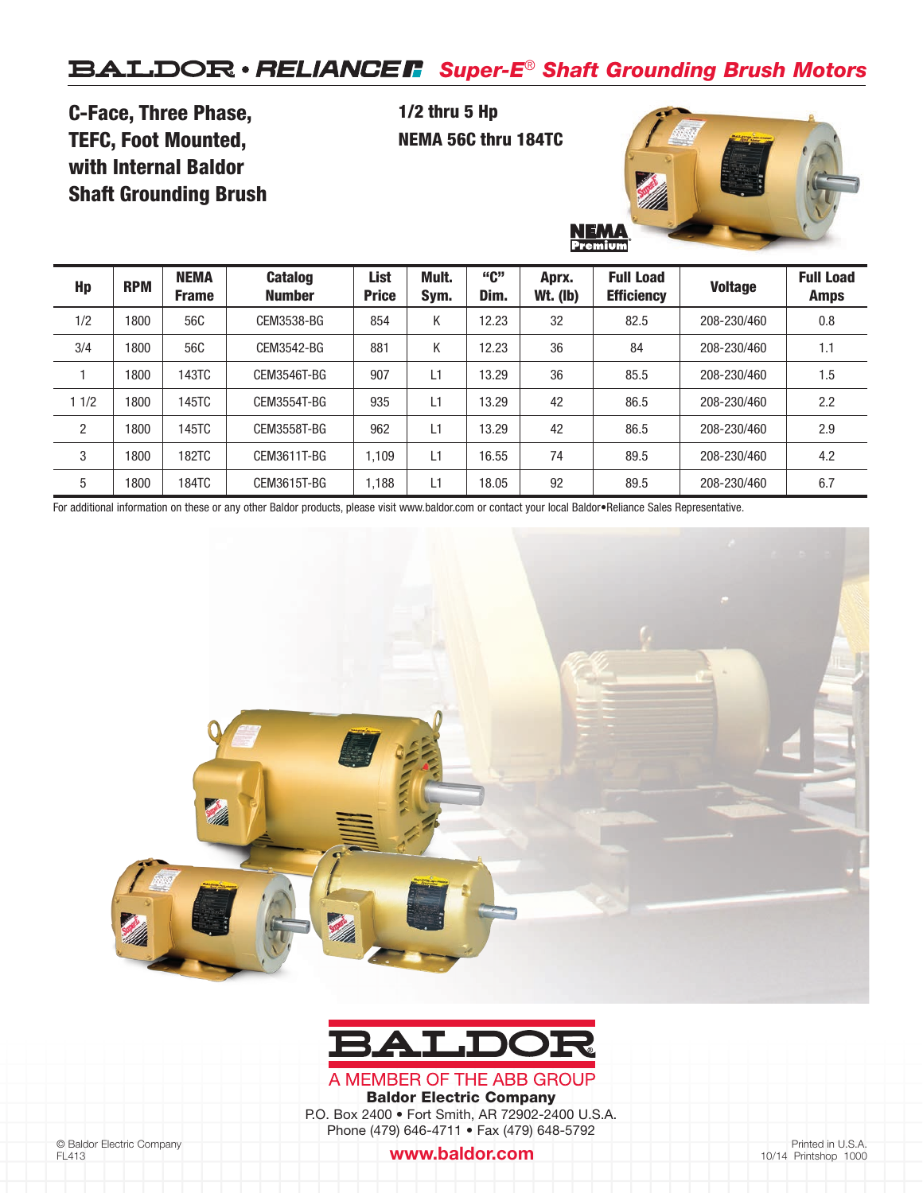# BALDOR • RELIANCE Super-E® Shaft Grounding Brush Motors

## C-Face, Three Phase, TEFC, Foot Mounted, with Internal Baldor Shaft Grounding Brush

**1/2 thru 5 Hp**
**NEMA 56C thru 184TC**

NEMA Premium

| Hp | RPM | NEMA Frame | Catalog Number | List Price | Mult. Sym. | "C" Dim. | Aprx. Wt. (lb) | Full Load Efficiency | Voltage | Full Load Amps |
|---|---|---|---|---|---|---|---|---|---|---|
| 1/2 | 1800 | 56C | CEM3538-BG | 854 | K | 12.23 | 32 | 82.5 | 208-230/460 | 0.8 |
| 3/4 | 1800 | 56C | CEM3542-BG | 881 | K | 12.23 | 36 | 84 | 208-230/460 | 1.1 |
| 1 | 1800 | 143TC | CEM3546T-BG | 907 | L1 | 13.29 | 36 | 85.5 | 208-230/460 | 1.5 |
| 1 1/2 | 1800 | 145TC | CEM3554T-BG | 935 | L1 | 13.29 | 42 | 86.5 | 208-230/460 | 2.2 |
| 2 | 1800 | 145TC | CEM3558T-BG | 962 | L1 | 13.29 | 42 | 86.5 | 208-230/460 | 2.9 |
| 3 | 1800 | 182TC | CEM3611T-BG | 1,109 | L1 | 16.55 | 74 | 89.5 | 208-230/460 | 4.2 |
| 5 | 1800 | 184TC | CEM3615T-BG | 1,188 | L1 | 18.05 | 92 | 89.5 | 208-230/460 | 6.7 |

For additional information on these or any other Baldor products, please visit www.baldor.com or contact your local Baldor•Reliance Sales Representative.

BALDOR
A MEMBER OF THE ABB GROUP
**Baldor Electric Company**
P.O. Box 2400 • Fort Smith, AR 72902-2400 U.S.A.
Phone (479) 646-4711 • Fax (479) 648-5792
**www.baldor.com**

© Baldor Electric Company
FL413

Printed in U.S.A.
10/14 Printshop 1000